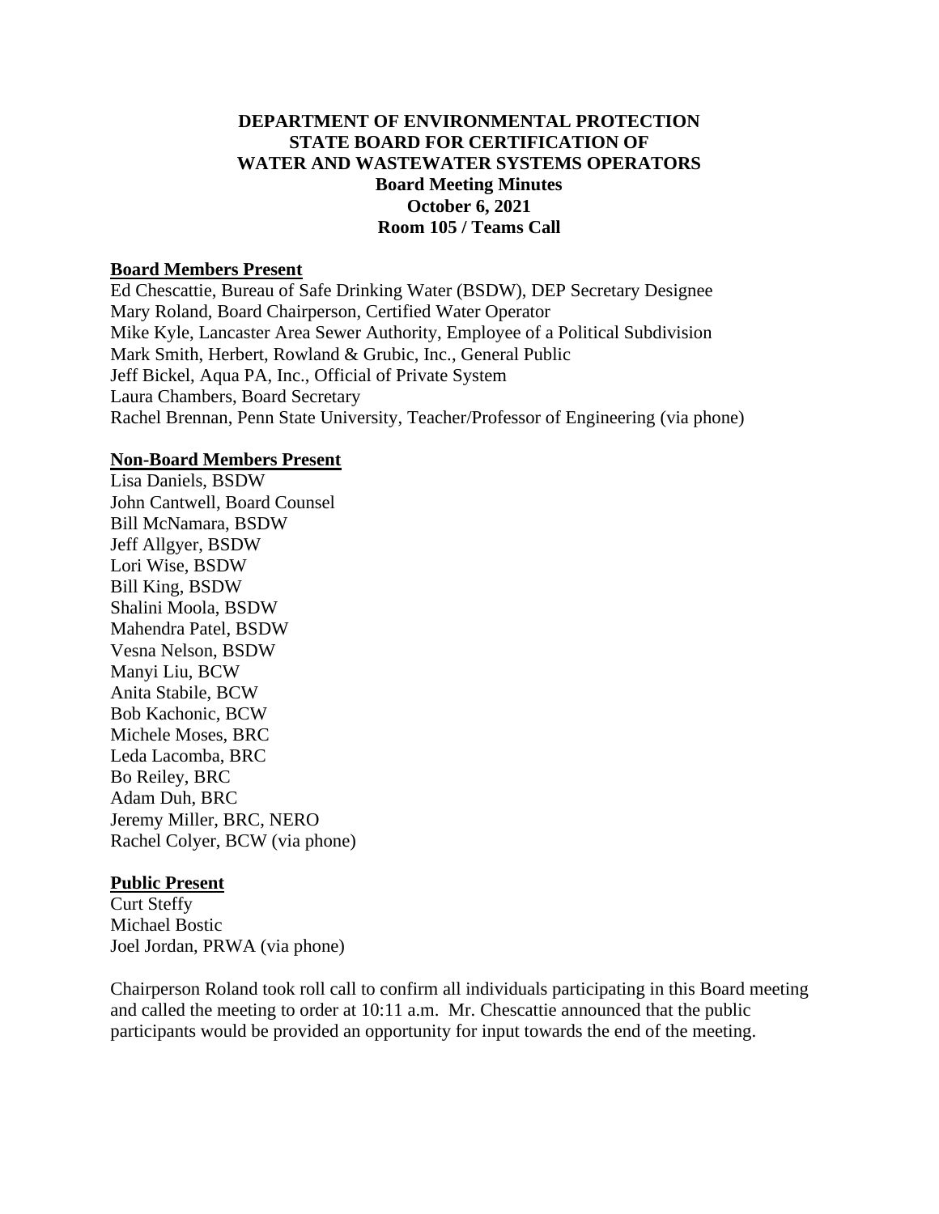# DEPARTMENT OF ENVIRONMENTAL PROTECTION
# STATE BOARD FOR CERTIFICATION OF WATER AND WASTEWATER SYSTEMS OPERATORS

**Board Meeting Minutes**
**October 6, 2021**
**Room 105 / Teams Call**

## Board Members Present

Ed Chescattie, Bureau of Safe Drinking Water (BSDW), DEP Secretary Designee
Mary Roland, Board Chairperson, Certified Water Operator
Mike Kyle, Lancaster Area Sewer Authority, Employee of a Political Subdivision
Mark Smith, Herbert, Rowland & Grubic, Inc., General Public
Jeff Bickel, Aqua PA, Inc., Official of Private System
Laura Chambers, Board Secretary
Rachel Brennan, Penn State University, Teacher/Professor of Engineering (via phone)

## Non-Board Members Present

Lisa Daniels, BSDW
John Cantwell, Board Counsel
Bill McNamara, BSDW
Jeff Allgyer, BSDW
Lori Wise, BSDW
Bill King, BSDW
Shalini Moola, BSDW
Mahendra Patel, BSDW
Vesna Nelson, BSDW
Manyi Liu, BCW
Anita Stabile, BCW
Bob Kachonic, BCW
Michele Moses, BRC
Leda Lacomba, BRC
Bo Reiley, BRC
Adam Duh, BRC
Jeremy Miller, BRC, NERO
Rachel Colyer, BCW (via phone)

## Public Present

Curt Steffy
Michael Bostic
Joel Jordan, PRWA (via phone)

Chairperson Roland took roll call to confirm all individuals participating in this Board meeting and called the meeting to order at 10:11 a.m. Mr. Chescattie announced that the public participants would be provided an opportunity for input towards the end of the meeting.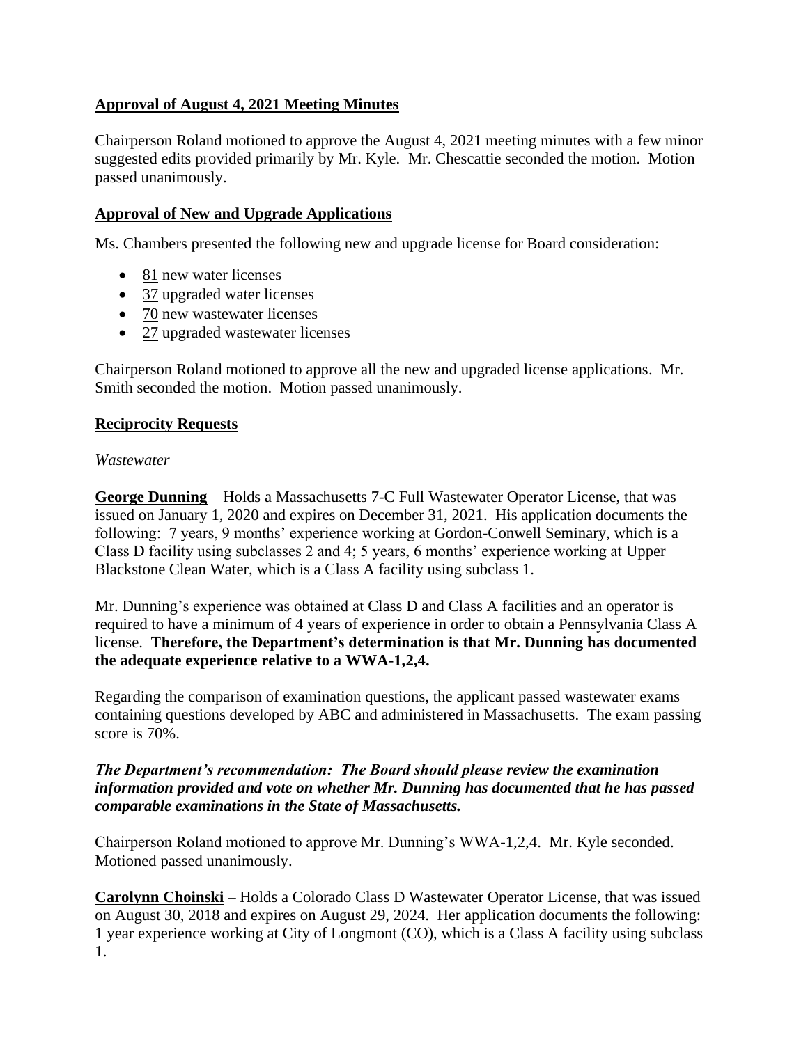## Approval of August 4, 2021 Meeting Minutes

Chairperson Roland motioned to approve the August 4, 2021 meeting minutes with a few minor suggested edits provided primarily by Mr. Kyle. Mr. Chescattie seconded the motion. Motion passed unanimously.

## Approval of New and Upgrade Applications

Ms. Chambers presented the following new and upgrade license for Board consideration:

- 81 new water licenses
- 37 upgraded water licenses
- 70 new wastewater licenses
- 27 upgraded wastewater licenses

Chairperson Roland motioned to approve all the new and upgraded license applications. Mr. Smith seconded the motion. Motion passed unanimously.

## Reciprocity Requests

*Wastewater*

**George Dunning** – Holds a Massachusetts 7-C Full Wastewater Operator License, that was issued on January 1, 2020 and expires on December 31, 2021. His application documents the following: 7 years, 9 months' experience working at Gordon-Conwell Seminary, which is a Class D facility using subclasses 2 and 4; 5 years, 6 months' experience working at Upper Blackstone Clean Water, which is a Class A facility using subclass 1.

Mr. Dunning's experience was obtained at Class D and Class A facilities and an operator is required to have a minimum of 4 years of experience in order to obtain a Pennsylvania Class A license. **Therefore, the Department's determination is that Mr. Dunning has documented the adequate experience relative to a WWA-1,2,4.**

Regarding the comparison of examination questions, the applicant passed wastewater exams containing questions developed by ABC and administered in Massachusetts. The exam passing score is 70%.

***The Department's recommendation: The Board should please review the examination information provided and vote on whether Mr. Dunning has documented that he has passed comparable examinations in the State of Massachusetts.***

Chairperson Roland motioned to approve Mr. Dunning's WWA-1,2,4. Mr. Kyle seconded. Motioned passed unanimously.

**Carolynn Choinski** – Holds a Colorado Class D Wastewater Operator License, that was issued on August 30, 2018 and expires on August 29, 2024. Her application documents the following: 1 year experience working at City of Longmont (CO), which is a Class A facility using subclass 1.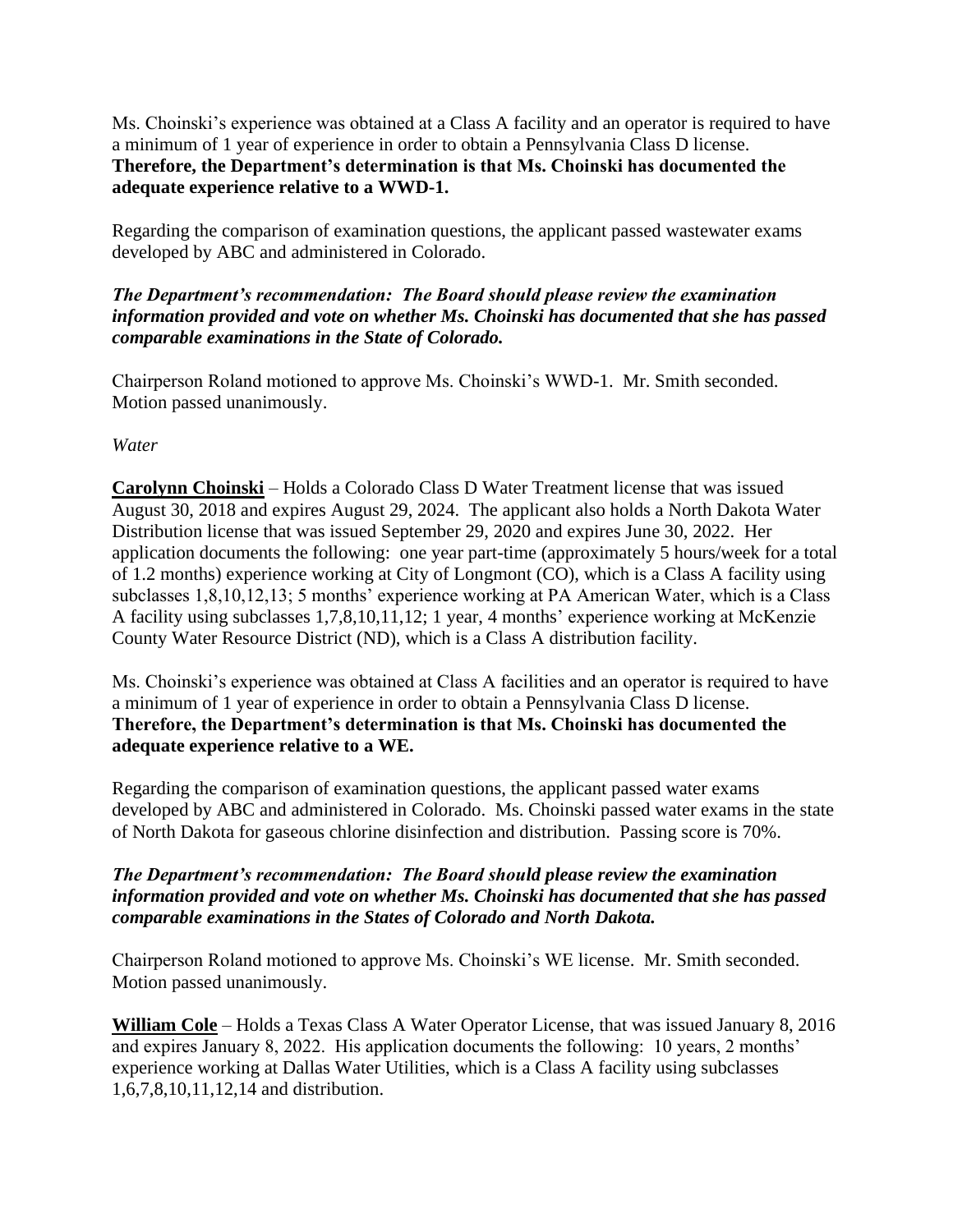Ms. Choinski's experience was obtained at a Class A facility and an operator is required to have a minimum of 1 year of experience in order to obtain a Pennsylvania Class D license. **Therefore, the Department's determination is that Ms. Choinski has documented the adequate experience relative to a WWD-1.**

Regarding the comparison of examination questions, the applicant passed wastewater exams developed by ABC and administered in Colorado.

***The Department's recommendation: The Board should please review the examination information provided and vote on whether Ms. Choinski has documented that she has passed comparable examinations in the State of Colorado.***

Chairperson Roland motioned to approve Ms. Choinski's WWD-1. Mr. Smith seconded. Motion passed unanimously.

*Water*

**Carolynn Choinski** – Holds a Colorado Class D Water Treatment license that was issued August 30, 2018 and expires August 29, 2024. The applicant also holds a North Dakota Water Distribution license that was issued September 29, 2020 and expires June 30, 2022. Her application documents the following: one year part-time (approximately 5 hours/week for a total of 1.2 months) experience working at City of Longmont (CO), which is a Class A facility using subclasses 1,8,10,12,13; 5 months' experience working at PA American Water, which is a Class A facility using subclasses 1,7,8,10,11,12; 1 year, 4 months' experience working at McKenzie County Water Resource District (ND), which is a Class A distribution facility.

Ms. Choinski's experience was obtained at Class A facilities and an operator is required to have a minimum of 1 year of experience in order to obtain a Pennsylvania Class D license. **Therefore, the Department's determination is that Ms. Choinski has documented the adequate experience relative to a WE.**

Regarding the comparison of examination questions, the applicant passed water exams developed by ABC and administered in Colorado. Ms. Choinski passed water exams in the state of North Dakota for gaseous chlorine disinfection and distribution. Passing score is 70%.

***The Department's recommendation: The Board should please review the examination information provided and vote on whether Ms. Choinski has documented that she has passed comparable examinations in the States of Colorado and North Dakota.***

Chairperson Roland motioned to approve Ms. Choinski's WE license. Mr. Smith seconded. Motion passed unanimously.

**William Cole** – Holds a Texas Class A Water Operator License, that was issued January 8, 2016 and expires January 8, 2022. His application documents the following: 10 years, 2 months' experience working at Dallas Water Utilities, which is a Class A facility using subclasses 1,6,7,8,10,11,12,14 and distribution.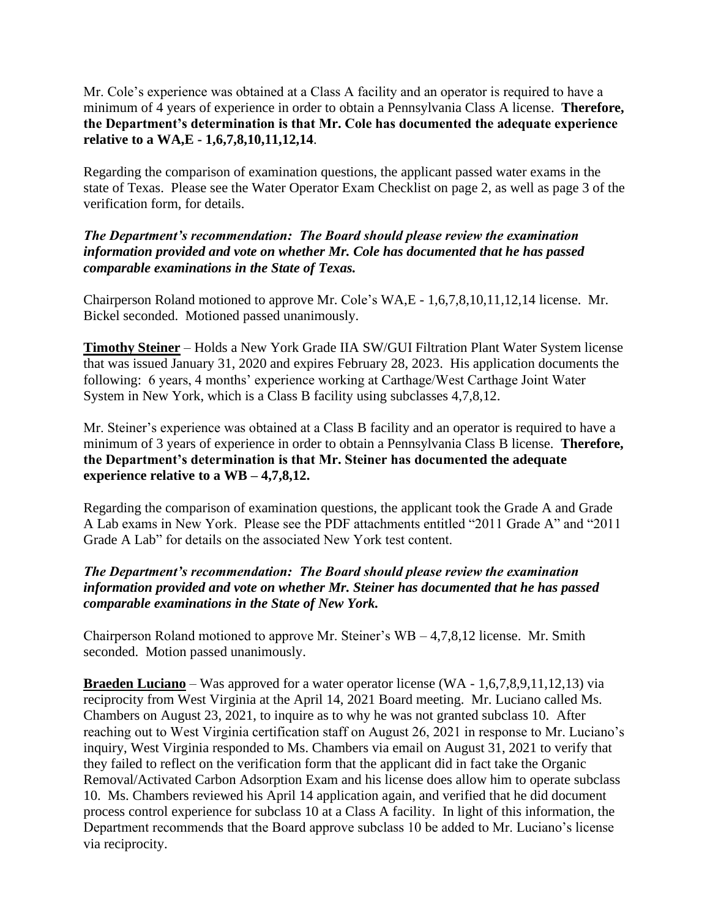Mr. Cole's experience was obtained at a Class A facility and an operator is required to have a minimum of 4 years of experience in order to obtain a Pennsylvania Class A license. **Therefore, the Department's determination is that Mr. Cole has documented the adequate experience relative to a WA,E - 1,6,7,8,10,11,12,14**.

Regarding the comparison of examination questions, the applicant passed water exams in the state of Texas. Please see the Water Operator Exam Checklist on page 2, as well as page 3 of the verification form, for details.

***The Department's recommendation: The Board should please review the examination information provided and vote on whether Mr. Cole has documented that he has passed comparable examinations in the State of Texas.***

Chairperson Roland motioned to approve Mr. Cole's WA,E - 1,6,7,8,10,11,12,14 license. Mr. Bickel seconded. Motioned passed unanimously.

**Timothy Steiner** – Holds a New York Grade IIA SW/GUI Filtration Plant Water System license that was issued January 31, 2020 and expires February 28, 2023. His application documents the following: 6 years, 4 months' experience working at Carthage/West Carthage Joint Water System in New York, which is a Class B facility using subclasses 4,7,8,12.

Mr. Steiner's experience was obtained at a Class B facility and an operator is required to have a minimum of 3 years of experience in order to obtain a Pennsylvania Class B license. **Therefore, the Department's determination is that Mr. Steiner has documented the adequate experience relative to a WB – 4,7,8,12.**

Regarding the comparison of examination questions, the applicant took the Grade A and Grade A Lab exams in New York. Please see the PDF attachments entitled "2011 Grade A" and "2011 Grade A Lab" for details on the associated New York test content.

***The Department's recommendation: The Board should please review the examination information provided and vote on whether Mr. Steiner has documented that he has passed comparable examinations in the State of New York.***

Chairperson Roland motioned to approve Mr. Steiner's WB – 4,7,8,12 license. Mr. Smith seconded. Motion passed unanimously.

**Braeden Luciano** – Was approved for a water operator license (WA - 1,6,7,8,9,11,12,13) via reciprocity from West Virginia at the April 14, 2021 Board meeting. Mr. Luciano called Ms. Chambers on August 23, 2021, to inquire as to why he was not granted subclass 10. After reaching out to West Virginia certification staff on August 26, 2021 in response to Mr. Luciano's inquiry, West Virginia responded to Ms. Chambers via email on August 31, 2021 to verify that they failed to reflect on the verification form that the applicant did in fact take the Organic Removal/Activated Carbon Adsorption Exam and his license does allow him to operate subclass 10. Ms. Chambers reviewed his April 14 application again, and verified that he did document process control experience for subclass 10 at a Class A facility. In light of this information, the Department recommends that the Board approve subclass 10 be added to Mr. Luciano's license via reciprocity.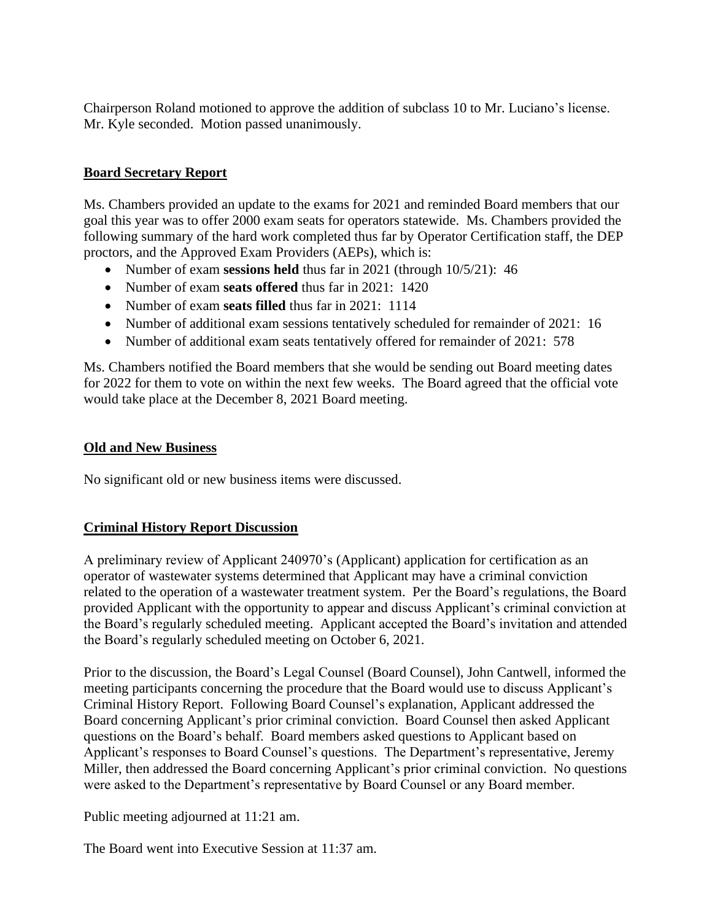Chairperson Roland motioned to approve the addition of subclass 10 to Mr. Luciano's license. Mr. Kyle seconded. Motion passed unanimously.

## Board Secretary Report

Ms. Chambers provided an update to the exams for 2021 and reminded Board members that our goal this year was to offer 2000 exam seats for operators statewide. Ms. Chambers provided the following summary of the hard work completed thus far by Operator Certification staff, the DEP proctors, and the Approved Exam Providers (AEPs), which is:

- Number of exam **sessions held** thus far in 2021 (through 10/5/21): 46
- Number of exam **seats offered** thus far in 2021: 1420
- Number of exam **seats filled** thus far in 2021: 1114
- Number of additional exam sessions tentatively scheduled for remainder of 2021: 16
- Number of additional exam seats tentatively offered for remainder of 2021: 578

Ms. Chambers notified the Board members that she would be sending out Board meeting dates for 2022 for them to vote on within the next few weeks. The Board agreed that the official vote would take place at the December 8, 2021 Board meeting.

## Old and New Business

No significant old or new business items were discussed.

## Criminal History Report Discussion

A preliminary review of Applicant 240970's (Applicant) application for certification as an operator of wastewater systems determined that Applicant may have a criminal conviction related to the operation of a wastewater treatment system. Per the Board's regulations, the Board provided Applicant with the opportunity to appear and discuss Applicant's criminal conviction at the Board's regularly scheduled meeting. Applicant accepted the Board's invitation and attended the Board's regularly scheduled meeting on October 6, 2021.

Prior to the discussion, the Board's Legal Counsel (Board Counsel), John Cantwell, informed the meeting participants concerning the procedure that the Board would use to discuss Applicant's Criminal History Report. Following Board Counsel's explanation, Applicant addressed the Board concerning Applicant's prior criminal conviction. Board Counsel then asked Applicant questions on the Board's behalf. Board members asked questions to Applicant based on Applicant's responses to Board Counsel's questions. The Department's representative, Jeremy Miller, then addressed the Board concerning Applicant's prior criminal conviction. No questions were asked to the Department's representative by Board Counsel or any Board member.

Public meeting adjourned at 11:21 am.

The Board went into Executive Session at 11:37 am.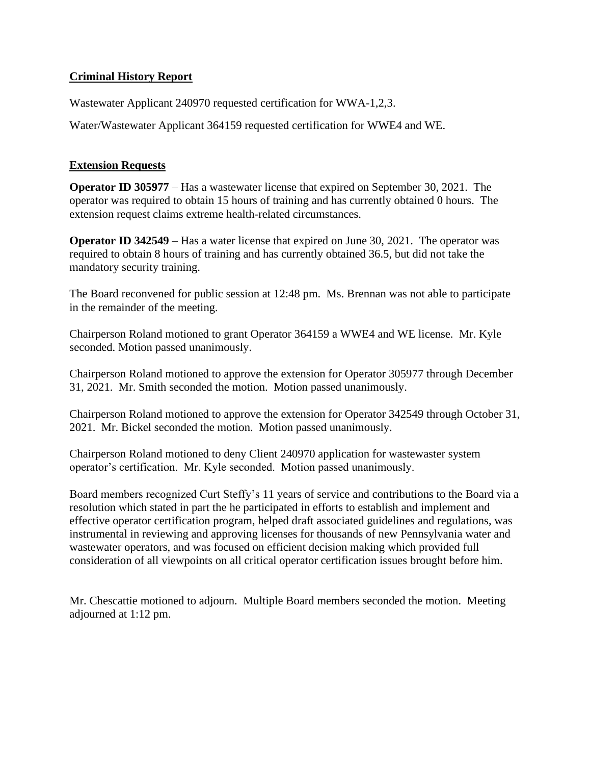**Criminal History Report**

Wastewater Applicant 240970 requested certification for WWA-1,2,3.

Water/Wastewater Applicant 364159 requested certification for WWE4 and WE.

**Extension Requests**

**Operator ID 305977** – Has a wastewater license that expired on September 30, 2021. The operator was required to obtain 15 hours of training and has currently obtained 0 hours. The extension request claims extreme health-related circumstances.

**Operator ID 342549** – Has a water license that expired on June 30, 2021. The operator was required to obtain 8 hours of training and has currently obtained 36.5, but did not take the mandatory security training.

The Board reconvened for public session at 12:48 pm. Ms. Brennan was not able to participate in the remainder of the meeting.

Chairperson Roland motioned to grant Operator 364159 a WWE4 and WE license. Mr. Kyle seconded. Motion passed unanimously.

Chairperson Roland motioned to approve the extension for Operator 305977 through December 31, 2021. Mr. Smith seconded the motion. Motion passed unanimously.

Chairperson Roland motioned to approve the extension for Operator 342549 through October 31, 2021. Mr. Bickel seconded the motion. Motion passed unanimously.

Chairperson Roland motioned to deny Client 240970 application for wastewaster system operator's certification. Mr. Kyle seconded. Motion passed unanimously.

Board members recognized Curt Steffy's 11 years of service and contributions to the Board via a resolution which stated in part the he participated in efforts to establish and implement and effective operator certification program, helped draft associated guidelines and regulations, was instrumental in reviewing and approving licenses for thousands of new Pennsylvania water and wastewater operators, and was focused on efficient decision making which provided full consideration of all viewpoints on all critical operator certification issues brought before him.

Mr. Chescattie motioned to adjourn. Multiple Board members seconded the motion. Meeting adjourned at 1:12 pm.